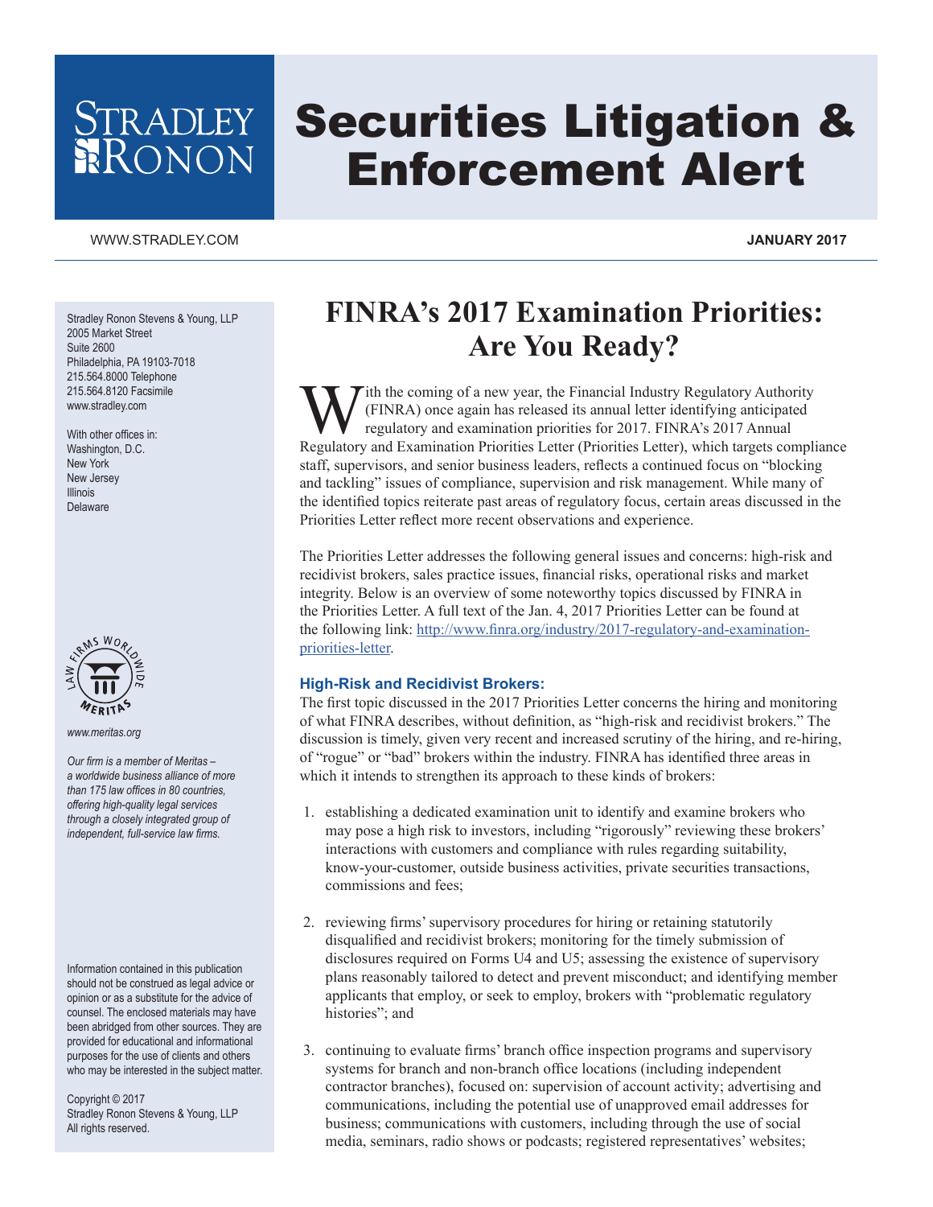# Securities Litigation & Enforcement Alert

WWW.STRADLEY.COM

**JANUARY 2017**

Stradley Ronon Stevens & Young, LLP
2005 Market Street
Suite 2600
Philadelphia, PA 19103-7018
215.564.8000 Telephone
215.564.8120 Facsimile
www.stradley.com

With other offices in:
Washington, D.C.
New York
New Jersey
Illinois
Delaware

*www.meritas.org*

*Our firm is a member of Meritas – a worldwide business alliance of more than 175 law offices in 80 countries, offering high-quality legal services through a closely integrated group of independent, full-service law firms.*

Information contained in this publication should not be construed as legal advice or opinion or as a substitute for the advice of counsel. The enclosed materials may have been abridged from other sources. They are provided for educational and informational purposes for the use of clients and others who may be interested in the subject matter.

Copyright © 2017
Stradley Ronon Stevens & Young, LLP
All rights reserved.

## FINRA's 2017 Examination Priorities: Are You Ready?

With the coming of a new year, the Financial Industry Regulatory Authority (FINRA) once again has released its annual letter identifying anticipated regulatory and examination priorities for 2017. FINRA's 2017 Annual Regulatory and Examination Priorities Letter (Priorities Letter), which targets compliance staff, supervisors, and senior business leaders, reflects a continued focus on "blocking and tackling" issues of compliance, supervision and risk management. While many of the identified topics reiterate past areas of regulatory focus, certain areas discussed in the Priorities Letter reflect more recent observations and experience.

The Priorities Letter addresses the following general issues and concerns: high-risk and recidivist brokers, sales practice issues, financial risks, operational risks and market integrity. Below is an overview of some noteworthy topics discussed by FINRA in the Priorities Letter. A full text of the Jan. 4, 2017 Priorities Letter can be found at the following link: http://www.finra.org/industry/2017-regulatory-and-examination-priorities-letter.

### High-Risk and Recidivist Brokers:

The first topic discussed in the 2017 Priorities Letter concerns the hiring and monitoring of what FINRA describes, without definition, as "high-risk and recidivist brokers." The discussion is timely, given very recent and increased scrutiny of the hiring, and re-hiring, of "rogue" or "bad" brokers within the industry. FINRA has identified three areas in which it intends to strengthen its approach to these kinds of brokers:

1. establishing a dedicated examination unit to identify and examine brokers who may pose a high risk to investors, including "rigorously" reviewing these brokers' interactions with customers and compliance with rules regarding suitability, know-your-customer, outside business activities, private securities transactions, commissions and fees;

2. reviewing firms' supervisory procedures for hiring or retaining statutorily disqualified and recidivist brokers; monitoring for the timely submission of disclosures required on Forms U4 and U5; assessing the existence of supervisory plans reasonably tailored to detect and prevent misconduct; and identifying member applicants that employ, or seek to employ, brokers with "problematic regulatory histories"; and

3. continuing to evaluate firms' branch office inspection programs and supervisory systems for branch and non-branch office locations (including independent contractor branches), focused on: supervision of account activity; advertising and communications, including the potential use of unapproved email addresses for business; communications with customers, including through the use of social media, seminars, radio shows or podcasts; registered representatives' websites;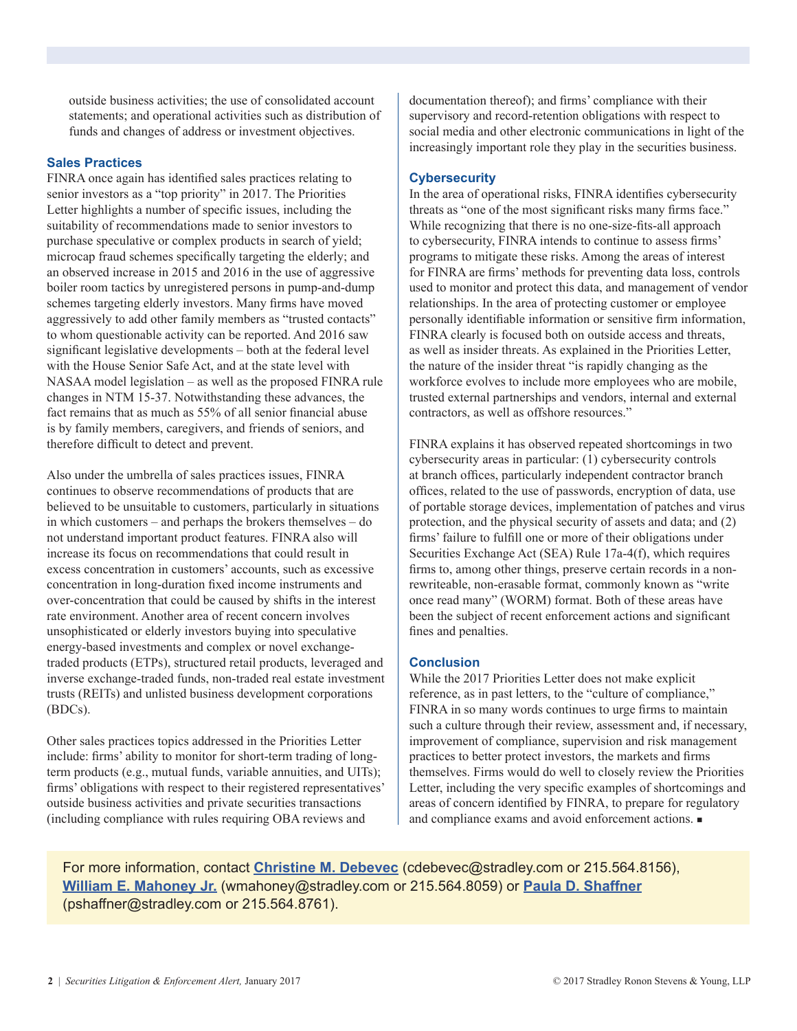outside business activities; the use of consolidated account statements; and operational activities such as distribution of funds and changes of address or investment objectives.

### Sales Practices

FINRA once again has identified sales practices relating to senior investors as a "top priority" in 2017. The Priorities Letter highlights a number of specific issues, including the suitability of recommendations made to senior investors to purchase speculative or complex products in search of yield; microcap fraud schemes specifically targeting the elderly; and an observed increase in 2015 and 2016 in the use of aggressive boiler room tactics by unregistered persons in pump-and-dump schemes targeting elderly investors. Many firms have moved aggressively to add other family members as "trusted contacts" to whom questionable activity can be reported. And 2016 saw significant legislative developments – both at the federal level with the House Senior Safe Act, and at the state level with NASAA model legislation – as well as the proposed FINRA rule changes in NTM 15-37. Notwithstanding these advances, the fact remains that as much as 55% of all senior financial abuse is by family members, caregivers, and friends of seniors, and therefore difficult to detect and prevent.

Also under the umbrella of sales practices issues, FINRA continues to observe recommendations of products that are believed to be unsuitable to customers, particularly in situations in which customers – and perhaps the brokers themselves – do not understand important product features. FINRA also will increase its focus on recommendations that could result in excess concentration in customers' accounts, such as excessive concentration in long-duration fixed income instruments and over-concentration that could be caused by shifts in the interest rate environment. Another area of recent concern involves unsophisticated or elderly investors buying into speculative energy-based investments and complex or novel exchange-traded products (ETPs), structured retail products, leveraged and inverse exchange-traded funds, non-traded real estate investment trusts (REITs) and unlisted business development corporations (BDCs).

Other sales practices topics addressed in the Priorities Letter include: firms' ability to monitor for short-term trading of long-term products (e.g., mutual funds, variable annuities, and UITs); firms' obligations with respect to their registered representatives' outside business activities and private securities transactions (including compliance with rules requiring OBA reviews and documentation thereof); and firms' compliance with their supervisory and record-retention obligations with respect to social media and other electronic communications in light of the increasingly important role they play in the securities business.

### Cybersecurity

In the area of operational risks, FINRA identifies cybersecurity threats as "one of the most significant risks many firms face." While recognizing that there is no one-size-fits-all approach to cybersecurity, FINRA intends to continue to assess firms' programs to mitigate these risks. Among the areas of interest for FINRA are firms' methods for preventing data loss, controls used to monitor and protect this data, and management of vendor relationships. In the area of protecting customer or employee personally identifiable information or sensitive firm information, FINRA clearly is focused both on outside access and threats, as well as insider threats. As explained in the Priorities Letter, the nature of the insider threat "is rapidly changing as the workforce evolves to include more employees who are mobile, trusted external partnerships and vendors, internal and external contractors, as well as offshore resources."

FINRA explains it has observed repeated shortcomings in two cybersecurity areas in particular: (1) cybersecurity controls at branch offices, particularly independent contractor branch offices, related to the use of passwords, encryption of data, use of portable storage devices, implementation of patches and virus protection, and the physical security of assets and data; and (2) firms' failure to fulfill one or more of their obligations under Securities Exchange Act (SEA) Rule 17a-4(f), which requires firms to, among other things, preserve certain records in a non-rewriteable, non-erasable format, commonly known as "write once read many" (WORM) format. Both of these areas have been the subject of recent enforcement actions and significant fines and penalties.

### Conclusion

While the 2017 Priorities Letter does not make explicit reference, as in past letters, to the "culture of compliance," FINRA in so many words continues to urge firms to maintain such a culture through their review, assessment and, if necessary, improvement of compliance, supervision and risk management practices to better protect investors, the markets and firms themselves. Firms would do well to closely review the Priorities Letter, including the very specific examples of shortcomings and areas of concern identified by FINRA, to prepare for regulatory and compliance exams and avoid enforcement actions. ■

For more information, contact **Christine M. Debevec** (cdebevec@stradley.com or 215.564.8156), **William E. Mahoney Jr.** (wmahoney@stradley.com or 215.564.8059) or **Paula D. Shaffner** (pshaffner@stradley.com or 215.564.8761).